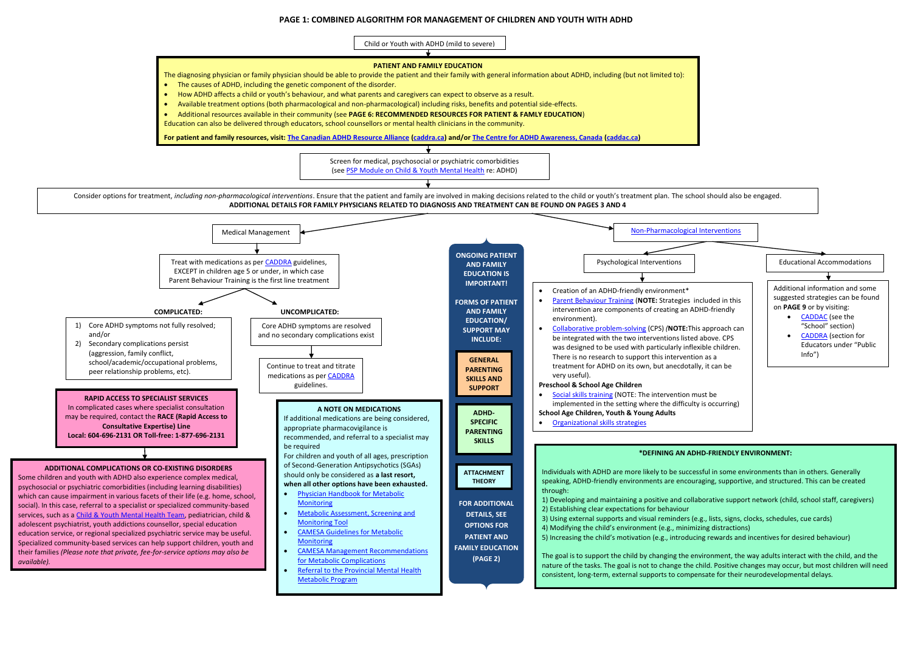# PAGE 1: COMBINED ALGORITHM FOR MANAGEMENT OF CHILDREN AND YOUTH WITH ADHD

Child or Youth with ADHD (mild to severe)

## PATIENT AND FAMILY EDUCATION

The diagnosing physician or family physician should be able to provide the patient and their family with general information about ADHD, including (but not limited to):

- The causes of ADHD, including the genetic component of the disorder.
- How ADHD affects a child or youth's behaviour, and what parents and caregivers can expect to observe as a result.
- Available treatment options (both pharmacological and non-pharmacological) including risks, benefits and potential side-effects.
- Additional resources available in their community (see **PAGE 6: RECOMMENDED RESOURCES FOR PATIENT & FAMLY EDUCATION**)

Education can also be delivered through educators, school counsellors or mental health clinicians in the community.

**For patient and family resources, visit: The Canadian ADHD Resource Alliance (caddra.ca) and/or The Centre for ADHD Awareness, Canada (caddac.ca)**

Screen for medical, psychosocial or psychiatric comorbidities (see PSP Module on Child & Youth Mental Health re: ADHD)

Consider options for treatment, *including non-pharmacological interventions*. Ensure that the patient and family are involved in making decisions related to the child or youth's treatment plan. The school should also be engaged.
**ADDITIONAL DETAILS FOR FAMILY PHYSICIANS RELATED TO DIAGNOSIS AND TREATMENT CAN BE FOUND ON PAGES 3 AND 4**

## Medical Management

Treat with medications as per CADDRA guidelines, EXCEPT in children age 5 or under, in which case Parent Behaviour Training is the first line treatment

**COMPLICATED:**

1) Core ADHD symptoms not fully resolved; and/or
2) Secondary complications persist (aggression, family conflict, school/academic/occupational problems, peer relationship problems, etc).

**UNCOMPLICATED:**

Core ADHD symptoms are resolved and no secondary complications exist

Continue to treat and titrate medications as per CADDRA guidelines.

### RAPID ACCESS TO SPECIALIST SERVICES

In complicated cases where specialist consultation may be required, contact the **RACE (Rapid Access to Consultative Expertise) Line**
**Local: 604-696-2131 OR Toll-free: 1-877-696-2131**

### ADDITIONAL COMPLICATIONS OR CO-EXISTING DISORDERS

Some children and youth with ADHD also experience complex medical, psychosocial or psychiatric comorbidities (including learning disabilities) which can cause impairment in various facets of their life (e.g. home, school, social). In this case, referral to a specialist or specialized community-based services, such as a Child & Youth Mental Health Team, pediatrician, child & adolescent psychiatrist, youth addictions counsellor, special education education service, or regional specialized psychiatric service may be useful. Specialized community-based services can help support children, youth and their families *(Please note that private, fee-for-service options may also be available).*

### A NOTE ON MEDICATIONS

If additional medications are being considered, appropriate pharmacovigilance is recommended, and referral to a specialist may be required

For children and youth of all ages, prescription of Second-Generation Antipsychotics (SGAs) should only be considered as **a last resort, when all other options have been exhausted.**

- Physician Handbook for Metabolic Monitoring
- Metabolic Assessment, Screening and Monitoring Tool
- CAMESA Guidelines for Metabolic Monitoring
- CAMESA Management Recommendations for Metabolic Complications
- Referral to the Provincial Mental Health Metabolic Program

### ONGOING PATIENT AND FAMILY EDUCATION IS IMPORTANT!

**FORMS OF PATIENT AND FAMILY EDUCATION/ SUPPORT MAY INCLUDE:**

- **GENERAL PARENTING SKILLS AND SUPPORT**
- **ADHD-SPECIFIC PARENTING SKILLS**
- **ATTACHMENT THEORY**

**FOR ADDITIONAL DETAILS, SEE OPTIONS FOR PATIENT AND FAMILY EDUCATION (PAGE 2)**

## Non-Pharmacological Interventions

### Psychological Interventions

- Creation of an ADHD-friendly environment*
- Parent Behaviour Training (**NOTE:** Strategies included in this intervention are components of creating an ADHD-friendly environment).
- Collaborative problem-solving (CPS) *(***NOTE:** This approach can be integrated with the two interventions listed above. CPS was designed to be used with particularly inflexible children. There is no research to support this intervention as a treatment for ADHD on its own, but anecdotally, it can be very useful).

**Preschool & School Age Children**

- Social skills training (NOTE: The intervention must be implemented in the setting where the difficulty is occurring)

**School Age Children, Youth & Young Adults**

- Organizational skills strategies

### Educational Accommodations

Additional information and some suggested strategies can be found on **PAGE 9** or by visiting:

- CADDAC (see the "School" section)
- CADDRA (section for Educators under "Public Info")

### *DEFINING AN ADHD-FRIENDLY ENVIRONMENT:

Individuals with ADHD are more likely to be successful in some environments than in others. Generally speaking, ADHD-friendly environments are encouraging, supportive, and structured. This can be created through:

1) Developing and maintaining a positive and collaborative support network (child, school staff, caregivers)
2) Establishing clear expectations for behaviour
3) Using external supports and visual reminders (e.g., lists, signs, clocks, schedules, cue cards)
4) Modifying the child's environment (e.g., minimizing distractions)
5) Increasing the child's motivation (e.g., introducing rewards and incentives for desired behaviour)

The goal is to support the child by changing the environment, the way adults interact with the child, and the nature of the tasks. The goal is not to change the child. Positive changes may occur, but most children will need consistent, long-term, external supports to compensate for their neurodevelopmental delays.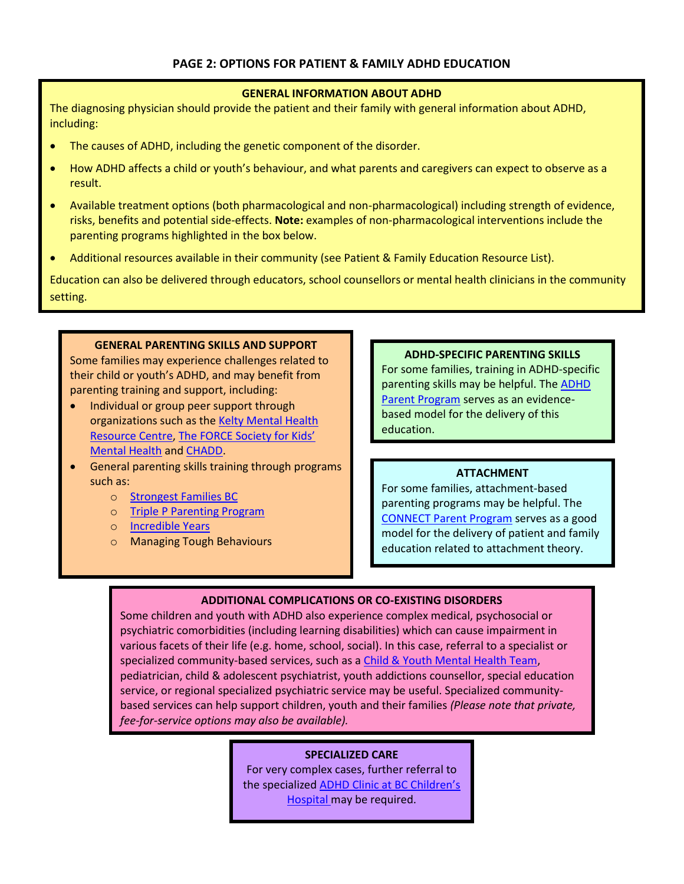# PAGE 2: OPTIONS FOR PATIENT & FAMILY ADHD EDUCATION

## GENERAL INFORMATION ABOUT ADHD

The diagnosing physician should provide the patient and their family with general information about ADHD, including:

- The causes of ADHD, including the genetic component of the disorder.
- How ADHD affects a child or youth's behaviour, and what parents and caregivers can expect to observe as a result.
- Available treatment options (both pharmacological and non-pharmacological) including strength of evidence, risks, benefits and potential side-effects. **Note:** examples of non-pharmacological interventions include the parenting programs highlighted in the box below.
- Additional resources available in their community (see Patient & Family Education Resource List).

Education can also be delivered through educators, school counsellors or mental health clinicians in the community setting.

## GENERAL PARENTING SKILLS AND SUPPORT

Some families may experience challenges related to their child or youth's ADHD, and may benefit from parenting training and support, including:

- Individual or group peer support through organizations such as the Kelty Mental Health Resource Centre, The FORCE Society for Kids' Mental Health and CHADD.
- General parenting skills training through programs such as:
  - Strongest Families BC
  - Triple P Parenting Program
  - Incredible Years
  - Managing Tough Behaviours

## ADHD-SPECIFIC PARENTING SKILLS

For some families, training in ADHD-specific parenting skills may be helpful. The ADHD Parent Program serves as an evidence-based model for the delivery of this education.

## ATTACHMENT

For some families, attachment-based parenting programs may be helpful. The CONNECT Parent Program serves as a good model for the delivery of patient and family education related to attachment theory.

## ADDITIONAL COMPLICATIONS OR CO-EXISTING DISORDERS

Some children and youth with ADHD also experience complex medical, psychosocial or psychiatric comorbidities (including learning disabilities) which can cause impairment in various facets of their life (e.g. home, school, social). In this case, referral to a specialist or specialized community-based services, such as a Child & Youth Mental Health Team, pediatrician, child & adolescent psychiatrist, youth addictions counsellor, special education service, or regional specialized psychiatric service may be useful. Specialized community-based services can help support children, youth and their families *(Please note that private, fee-for-service options may also be available).*

## SPECIALIZED CARE

For very complex cases, further referral to the specialized ADHD Clinic at BC Children's Hospital may be required.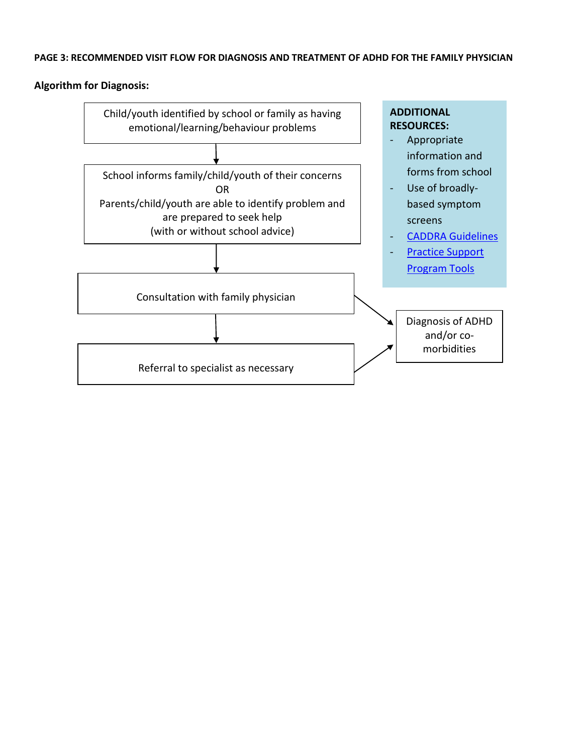**PAGE 3: RECOMMENDED VISIT FLOW FOR DIAGNOSIS AND TREATMENT OF ADHD FOR THE FAMILY PHYSICIAN**

**Algorithm for Diagnosis:**

Child/youth identified by school or family as having emotional/learning/behaviour problems

↓

School informs family/child/youth of their concerns
OR
Parents/child/youth are able to identify problem and are prepared to seek help
(with or without school advice)

↓

Consultation with family physician → Diagnosis of ADHD and/or co-morbidities

↓

Referral to specialist as necessary → Diagnosis of ADHD and/or co-morbidities

**ADDITIONAL RESOURCES:**

- Appropriate information and forms from school
- Use of broadly-based symptom screens
- CADDRA Guidelines
- Practice Support Program Tools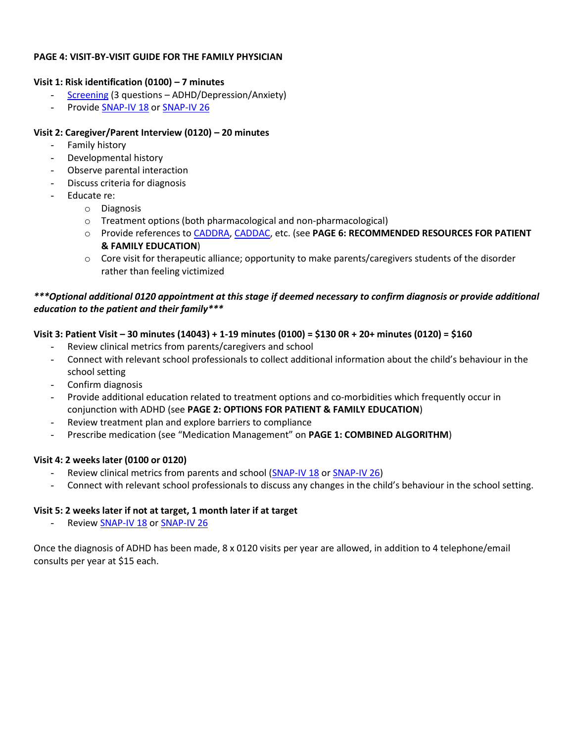**PAGE 4: VISIT-BY-VISIT GUIDE FOR THE FAMILY PHYSICIAN**

**Visit 1: Risk identification (0100) – 7 minutes**

- Screening (3 questions – ADHD/Depression/Anxiety)
- Provide SNAP-IV 18 or SNAP-IV 26

**Visit 2: Caregiver/Parent Interview (0120) – 20 minutes**

- Family history
- Developmental history
- Observe parental interaction
- Discuss criteria for diagnosis
- Educate re:
    - Diagnosis
    - Treatment options (both pharmacological and non-pharmacological)
    - Provide references to CADDRA, CADDAC, etc. (see **PAGE 6: RECOMMENDED RESOURCES FOR PATIENT & FAMILY EDUCATION**)
    - Core visit for therapeutic alliance; opportunity to make parents/caregivers students of the disorder rather than feeling victimized

***\*\*\*Optional additional 0120 appointment at this stage if deemed necessary to confirm diagnosis or provide additional education to the patient and their family\*\*\****

**Visit 3: Patient Visit – 30 minutes (14043) + 1-19 minutes (0100) = $130 0R + 20+ minutes (0120) = $160**

- Review clinical metrics from parents/caregivers and school
- Connect with relevant school professionals to collect additional information about the child's behaviour in the school setting
- Confirm diagnosis
- Provide additional education related to treatment options and co-morbidities which frequently occur in conjunction with ADHD (see **PAGE 2: OPTIONS FOR PATIENT & FAMILY EDUCATION**)
- Review treatment plan and explore barriers to compliance
- Prescribe medication (see "Medication Management" on **PAGE 1: COMBINED ALGORITHM**)

**Visit 4: 2 weeks later (0100 or 0120)**

- Review clinical metrics from parents and school (SNAP-IV 18 or SNAP-IV 26)
- Connect with relevant school professionals to discuss any changes in the child's behaviour in the school setting.

**Visit 5: 2 weeks later if not at target, 1 month later if at target**

- Review SNAP-IV 18 or SNAP-IV 26

Once the diagnosis of ADHD has been made, 8 x 0120 visits per year are allowed, in addition to 4 telephone/email consults per year at $15 each.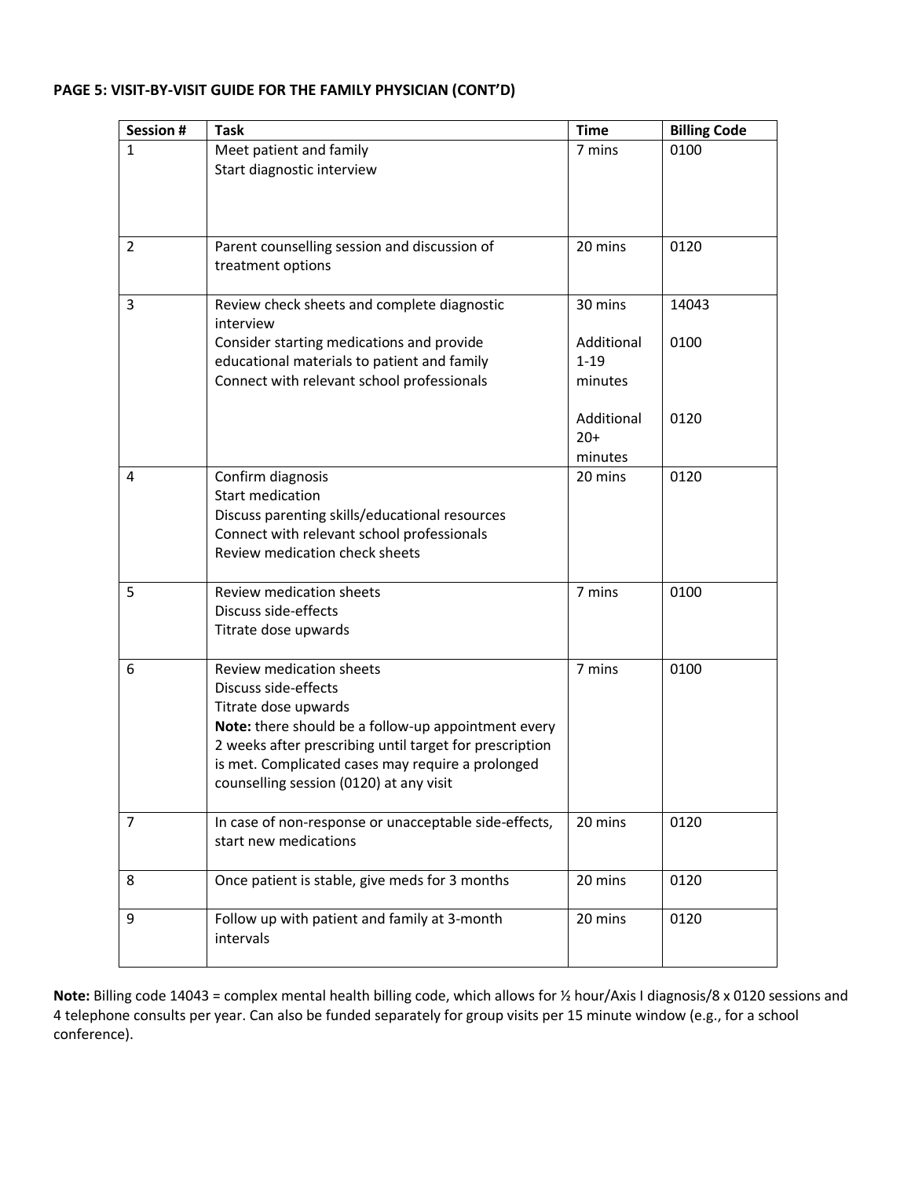**PAGE 5: VISIT-BY-VISIT GUIDE FOR THE FAMILY PHYSICIAN (CONT'D)**

| Session # | Task | Time | Billing Code |
|---|---|---|---|
| 1 | Meet patient and family<br>Start diagnostic interview | 7 mins | 0100 |
| 2 | Parent counselling session and discussion of treatment options | 20 mins | 0120 |
| 3 | Review check sheets and complete diagnostic interview<br>Consider starting medications and provide educational materials to patient and family<br>Connect with relevant school professionals | 30 mins<br><br>Additional 1-19 minutes<br><br>Additional 20+ minutes | 14043<br><br>0100<br><br>0120 |
| 4 | Confirm diagnosis<br>Start medication<br>Discuss parenting skills/educational resources<br>Connect with relevant school professionals<br>Review medication check sheets | 20 mins | 0120 |
| 5 | Review medication sheets<br>Discuss side-effects<br>Titrate dose upwards | 7 mins | 0100 |
| 6 | Review medication sheets<br>Discuss side-effects<br>Titrate dose upwards<br>**Note:** there should be a follow-up appointment every 2 weeks after prescribing until target for prescription is met. Complicated cases may require a prolonged counselling session (0120) at any visit | 7 mins | 0100 |
| 7 | In case of non-response or unacceptable side-effects, start new medications | 20 mins | 0120 |
| 8 | Once patient is stable, give meds for 3 months | 20 mins | 0120 |
| 9 | Follow up with patient and family at 3-month intervals | 20 mins | 0120 |

**Note:** Billing code 14043 = complex mental health billing code, which allows for ½ hour/Axis I diagnosis/8 x 0120 sessions and 4 telephone consults per year. Can also be funded separately for group visits per 15 minute window (e.g., for a school conference).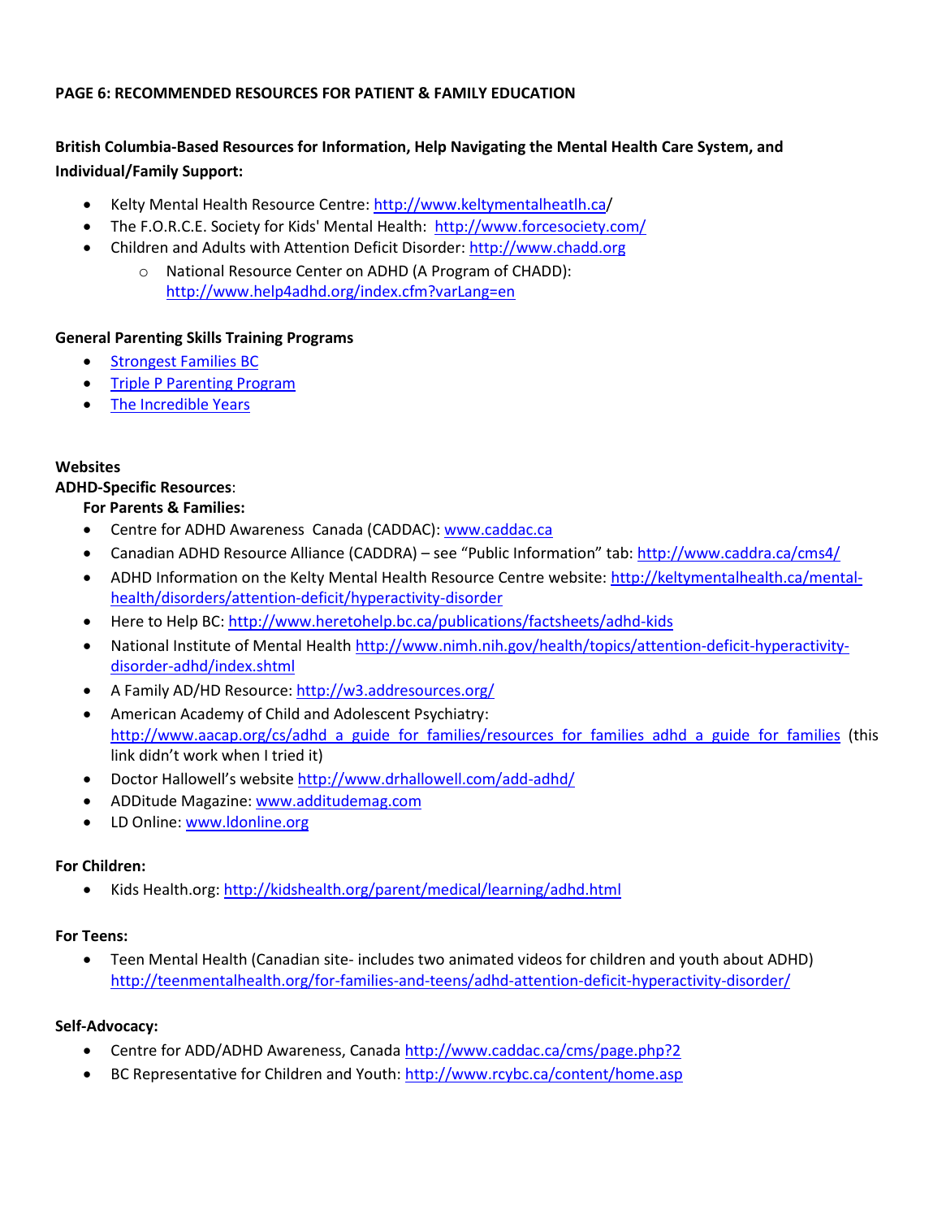**PAGE 6: RECOMMENDED RESOURCES FOR PATIENT & FAMILY EDUCATION**

**British Columbia-Based Resources for Information, Help Navigating the Mental Health Care System, and Individual/Family Support:**

- Kelty Mental Health Resource Centre: http://www.keltymentalheatlh.ca/
- The F.O.R.C.E. Society for Kids' Mental Health: http://www.forcesociety.com/
- Children and Adults with Attention Deficit Disorder: http://www.chadd.org
  - National Resource Center on ADHD (A Program of CHADD): http://www.help4adhd.org/index.cfm?varLang=en

**General Parenting Skills Training Programs**

- Strongest Families BC
- Triple P Parenting Program
- The Incredible Years

**Websites**

**ADHD-Specific Resources**:

**For Parents & Families:**

- Centre for ADHD Awareness Canada (CADDAC): www.caddac.ca
- Canadian ADHD Resource Alliance (CADDRA) – see "Public Information" tab: http://www.caddra.ca/cms4/
- ADHD Information on the Kelty Mental Health Resource Centre website: http://keltymentalhealth.ca/mental-health/disorders/attention-deficit/hyperactivity-disorder
- Here to Help BC: http://www.heretohelp.bc.ca/publications/factsheets/adhd-kids
- National Institute of Mental Health http://www.nimh.nih.gov/health/topics/attention-deficit-hyperactivity-disorder-adhd/index.shtml
- A Family AD/HD Resource: http://w3.addresources.org/
- American Academy of Child and Adolescent Psychiatry: http://www.aacap.org/cs/adhd_a_guide_for_families/resources_for_families_adhd_a_guide_for_families (this link didn't work when I tried it)
- Doctor Hallowell's website http://www.drhallowell.com/add-adhd/
- ADDitude Magazine: www.additudemag.com
- LD Online: www.ldonline.org

**For Children:**

- Kids Health.org: http://kidshealth.org/parent/medical/learning/adhd.html

**For Teens:**

- Teen Mental Health (Canadian site- includes two animated videos for children and youth about ADHD) http://teenmentalhealth.org/for-families-and-teens/adhd-attention-deficit-hyperactivity-disorder/

**Self-Advocacy:**

- Centre for ADD/ADHD Awareness, Canada http://www.caddac.ca/cms/page.php?2
- BC Representative for Children and Youth: http://www.rcybc.ca/content/home.asp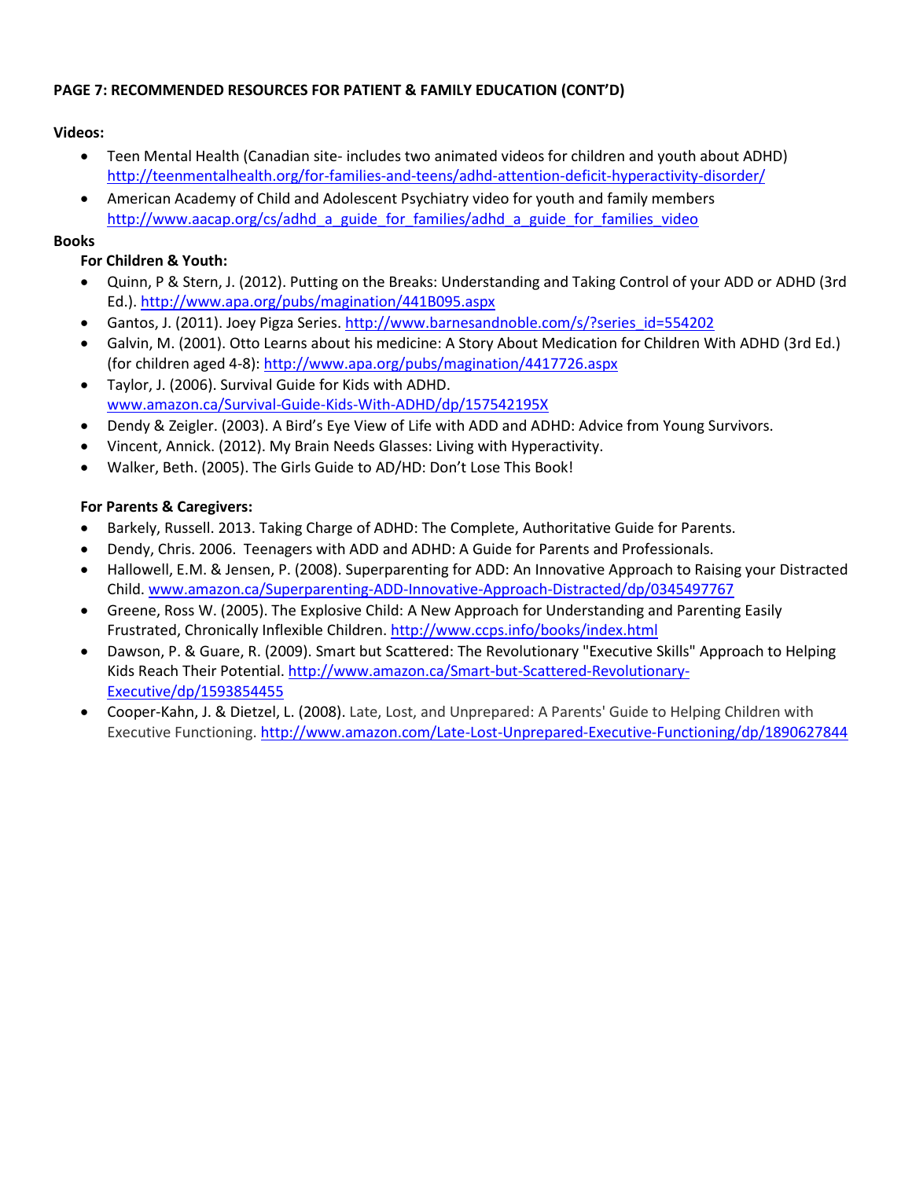**PAGE 7: RECOMMENDED RESOURCES FOR PATIENT & FAMILY EDUCATION (CONT'D)**

**Videos:**

- Teen Mental Health (Canadian site- includes two animated videos for children and youth about ADHD) http://teenmentalhealth.org/for-families-and-teens/adhd-attention-deficit-hyperactivity-disorder/
- American Academy of Child and Adolescent Psychiatry video for youth and family members http://www.aacap.org/cs/adhd_a_guide_for_families/adhd_a_guide_for_families_video

**Books**

**For Children & Youth:**

- Quinn, P & Stern, J. (2012). Putting on the Breaks: Understanding and Taking Control of your ADD or ADHD (3rd Ed.). http://www.apa.org/pubs/magination/441B095.aspx
- Gantos, J. (2011). Joey Pigza Series. http://www.barnesandnoble.com/s/?series_id=554202
- Galvin, M. (2001). Otto Learns about his medicine: A Story About Medication for Children With ADHD (3rd Ed.) (for children aged 4-8): http://www.apa.org/pubs/magination/4417726.aspx
- Taylor, J. (2006). Survival Guide for Kids with ADHD. www.amazon.ca/Survival-Guide-Kids-With-ADHD/dp/157542195X
- Dendy & Zeigler. (2003). A Bird's Eye View of Life with ADD and ADHD: Advice from Young Survivors.
- Vincent, Annick. (2012). My Brain Needs Glasses: Living with Hyperactivity.
- Walker, Beth. (2005). The Girls Guide to AD/HD: Don't Lose This Book!

**For Parents & Caregivers:**

- Barkely, Russell. 2013. Taking Charge of ADHD: The Complete, Authoritative Guide for Parents.
- Dendy, Chris. 2006. Teenagers with ADD and ADHD: A Guide for Parents and Professionals.
- Hallowell, E.M. & Jensen, P. (2008). Superparenting for ADD: An Innovative Approach to Raising your Distracted Child. www.amazon.ca/Superparenting-ADD-Innovative-Approach-Distracted/dp/0345497767
- Greene, Ross W. (2005). The Explosive Child: A New Approach for Understanding and Parenting Easily Frustrated, Chronically Inflexible Children. http://www.ccps.info/books/index.html
- Dawson, P. & Guare, R. (2009). Smart but Scattered: The Revolutionary "Executive Skills" Approach to Helping Kids Reach Their Potential. http://www.amazon.ca/Smart-but-Scattered-Revolutionary-Executive/dp/1593854455
- Cooper-Kahn, J. & Dietzel, L. (2008). Late, Lost, and Unprepared: A Parents' Guide to Helping Children with Executive Functioning. http://www.amazon.com/Late-Lost-Unprepared-Executive-Functioning/dp/1890627844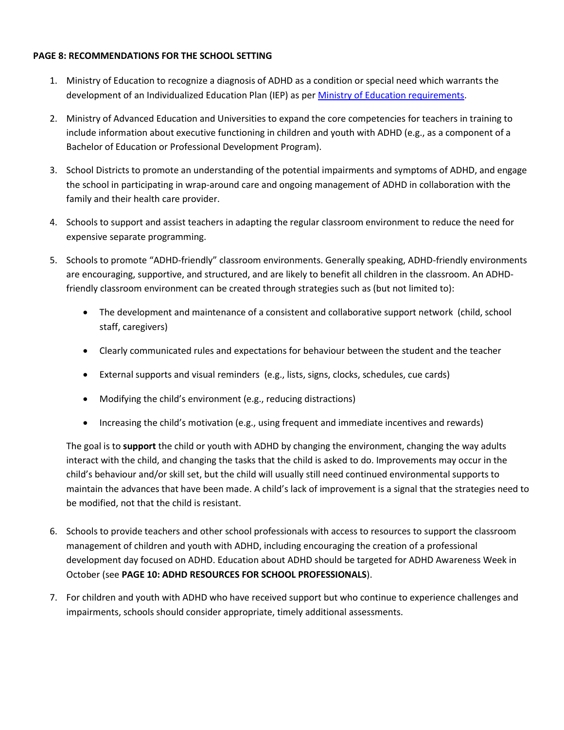**PAGE 8: RECOMMENDATIONS FOR THE SCHOOL SETTING**

1. Ministry of Education to recognize a diagnosis of ADHD as a condition or special need which warrants the development of an Individualized Education Plan (IEP) as per Ministry of Education requirements.
2. Ministry of Advanced Education and Universities to expand the core competencies for teachers in training to include information about executive functioning in children and youth with ADHD (e.g., as a component of a Bachelor of Education or Professional Development Program).
3. School Districts to promote an understanding of the potential impairments and symptoms of ADHD, and engage the school in participating in wrap-around care and ongoing management of ADHD in collaboration with the family and their health care provider.
4. Schools to support and assist teachers in adapting the regular classroom environment to reduce the need for expensive separate programming.
5. Schools to promote "ADHD-friendly" classroom environments. Generally speaking, ADHD-friendly environments are encouraging, supportive, and structured, and are likely to benefit all children in the classroom. An ADHD-friendly classroom environment can be created through strategies such as (but not limited to):

    - The development and maintenance of a consistent and collaborative support network (child, school staff, caregivers)
    - Clearly communicated rules and expectations for behaviour between the student and the teacher
    - External supports and visual reminders (e.g., lists, signs, clocks, schedules, cue cards)
    - Modifying the child's environment (e.g., reducing distractions)
    - Increasing the child's motivation (e.g., using frequent and immediate incentives and rewards)

    The goal is to **support** the child or youth with ADHD by changing the environment, changing the way adults interact with the child, and changing the tasks that the child is asked to do. Improvements may occur in the child's behaviour and/or skill set, but the child will usually still need continued environmental supports to maintain the advances that have been made. A child's lack of improvement is a signal that the strategies need to be modified, not that the child is resistant.

6. Schools to provide teachers and other school professionals with access to resources to support the classroom management of children and youth with ADHD, including encouraging the creation of a professional development day focused on ADHD. Education about ADHD should be targeted for ADHD Awareness Week in October (see **PAGE 10: ADHD RESOURCES FOR SCHOOL PROFESSIONALS**).
7. For children and youth with ADHD who have received support but who continue to experience challenges and impairments, schools should consider appropriate, timely additional assessments.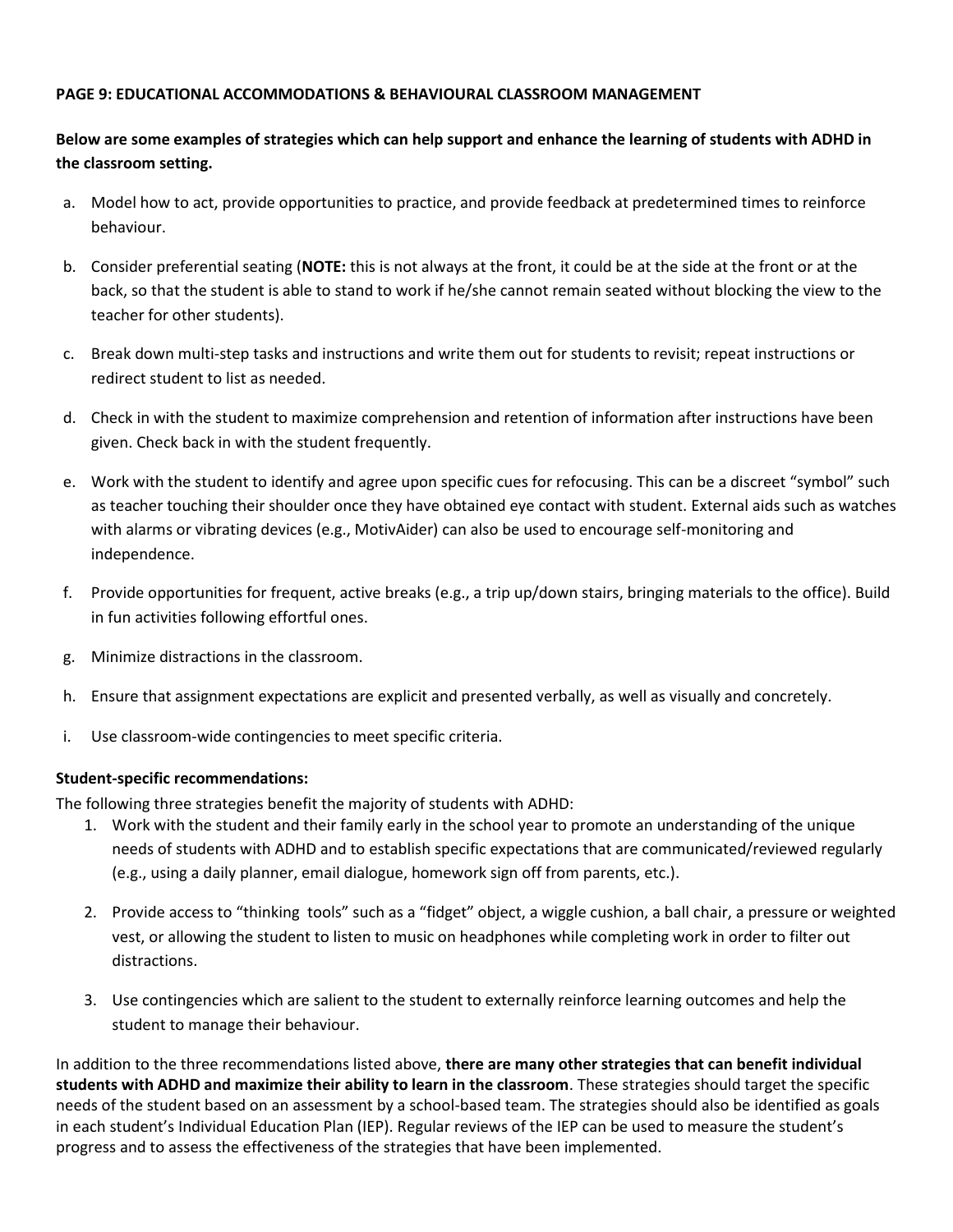**PAGE 9: EDUCATIONAL ACCOMMODATIONS & BEHAVIOURAL CLASSROOM MANAGEMENT**

**Below are some examples of strategies which can help support and enhance the learning of students with ADHD in the classroom setting.**

a. Model how to act, provide opportunities to practice, and provide feedback at predetermined times to reinforce behaviour.

b. Consider preferential seating (**NOTE:** this is not always at the front, it could be at the side at the front or at the back, so that the student is able to stand to work if he/she cannot remain seated without blocking the view to the teacher for other students).

c. Break down multi-step tasks and instructions and write them out for students to revisit; repeat instructions or redirect student to list as needed.

d. Check in with the student to maximize comprehension and retention of information after instructions have been given. Check back in with the student frequently.

e. Work with the student to identify and agree upon specific cues for refocusing. This can be a discreet "symbol" such as teacher touching their shoulder once they have obtained eye contact with student. External aids such as watches with alarms or vibrating devices (e.g., MotivAider) can also be used to encourage self-monitoring and independence.

f. Provide opportunities for frequent, active breaks (e.g., a trip up/down stairs, bringing materials to the office). Build in fun activities following effortful ones.

g. Minimize distractions in the classroom.

h. Ensure that assignment expectations are explicit and presented verbally, as well as visually and concretely.

i. Use classroom-wide contingencies to meet specific criteria.

**Student-specific recommendations:**

The following three strategies benefit the majority of students with ADHD:

1. Work with the student and their family early in the school year to promote an understanding of the unique needs of students with ADHD and to establish specific expectations that are communicated/reviewed regularly (e.g., using a daily planner, email dialogue, homework sign off from parents, etc.).

2. Provide access to "thinking tools" such as a "fidget" object, a wiggle cushion, a ball chair, a pressure or weighted vest, or allowing the student to listen to music on headphones while completing work in order to filter out distractions.

3. Use contingencies which are salient to the student to externally reinforce learning outcomes and help the student to manage their behaviour.

In addition to the three recommendations listed above, **there are many other strategies that can benefit individual students with ADHD and maximize their ability to learn in the classroom**. These strategies should target the specific needs of the student based on an assessment by a school-based team. The strategies should also be identified as goals in each student's Individual Education Plan (IEP). Regular reviews of the IEP can be used to measure the student's progress and to assess the effectiveness of the strategies that have been implemented.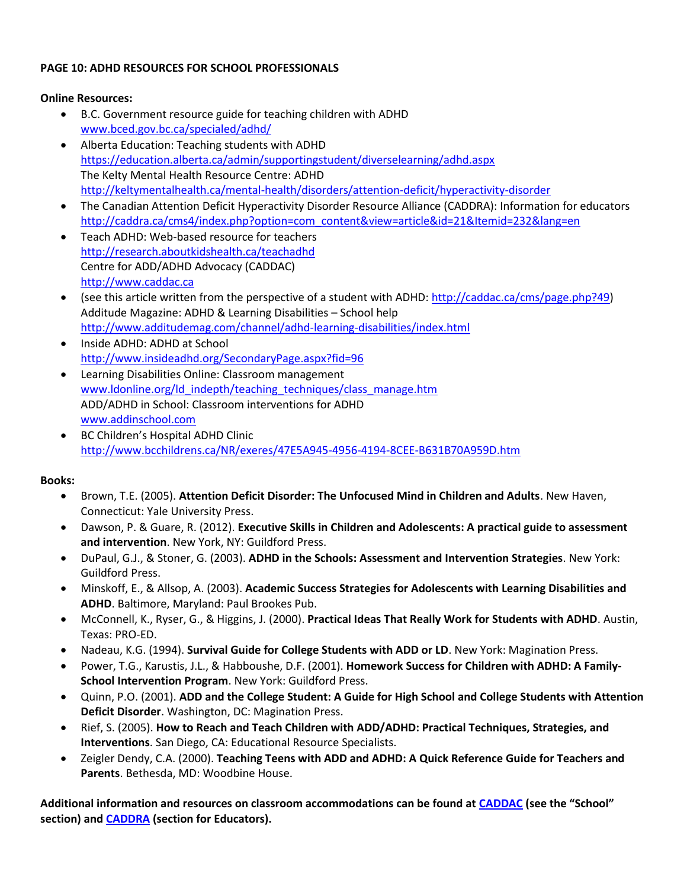**PAGE 10: ADHD RESOURCES FOR SCHOOL PROFESSIONALS**

**Online Resources:**

- B.C. Government resource guide for teaching children with ADHD
  www.bced.gov.bc.ca/specialed/adhd/
- Alberta Education: Teaching students with ADHD
  https://education.alberta.ca/admin/supportingstudent/diverselearning/adhd.aspx
  The Kelty Mental Health Resource Centre: ADHD
  http://keltymentalhealth.ca/mental-health/disorders/attention-deficit/hyperactivity-disorder
- The Canadian Attention Deficit Hyperactivity Disorder Resource Alliance (CADDRA): Information for educators
  http://caddra.ca/cms4/index.php?option=com_content&view=article&id=21&Itemid=232&lang=en
- Teach ADHD: Web-based resource for teachers
  http://research.aboutkidshealth.ca/teachadhd
  Centre for ADD/ADHD Advocacy (CADDAC)
  http://www.caddac.ca
- (see this article written from the perspective of a student with ADHD: http://caddac.ca/cms/page.php?49)
  Additude Magazine: ADHD & Learning Disabilities – School help
  http://www.additudemag.com/channel/adhd-learning-disabilities/index.html
- Inside ADHD: ADHD at School
  http://www.insideadhd.org/SecondaryPage.aspx?fid=96
- Learning Disabilities Online: Classroom management
  www.ldonline.org/ld_indepth/teaching_techniques/class_manage.htm
  ADD/ADHD in School: Classroom interventions for ADHD
  www.addinschool.com
- BC Children's Hospital ADHD Clinic
  http://www.bcchildrens.ca/NR/exeres/47E5A945-4956-4194-8CEE-B631B70A959D.htm

**Books:**

- Brown, T.E. (2005). **Attention Deficit Disorder: The Unfocused Mind in Children and Adults**. New Haven, Connecticut: Yale University Press.
- Dawson, P. & Guare, R. (2012). **Executive Skills in Children and Adolescents: A practical guide to assessment and intervention**. New York, NY: Guildford Press.
- DuPaul, G.J., & Stoner, G. (2003). **ADHD in the Schools: Assessment and Intervention Strategies**. New York: Guildford Press.
- Minskoff, E., & Allsop, A. (2003). **Academic Success Strategies for Adolescents with Learning Disabilities and ADHD**. Baltimore, Maryland: Paul Brookes Pub.
- McConnell, K., Ryser, G., & Higgins, J. (2000). **Practical Ideas That Really Work for Students with ADHD**. Austin, Texas: PRO-ED.
- Nadeau, K.G. (1994). **Survival Guide for College Students with ADD or LD**. New York: Magination Press.
- Power, T.G., Karustis, J.L., & Habboushe, D.F. (2001). **Homework Success for Children with ADHD: A Family-School Intervention Program**. New York: Guildford Press.
- Quinn, P.O. (2001). **ADD and the College Student: A Guide for High School and College Students with Attention Deficit Disorder**. Washington, DC: Magination Press.
- Rief, S. (2005). **How to Reach and Teach Children with ADD/ADHD: Practical Techniques, Strategies, and Interventions**. San Diego, CA: Educational Resource Specialists.
- Zeigler Dendy, C.A. (2000). **Teaching Teens with ADD and ADHD: A Quick Reference Guide for Teachers and Parents**. Bethesda, MD: Woodbine House.

**Additional information and resources on classroom accommodations can be found at CADDAC (see the "School" section) and CADDRA (section for Educators).**